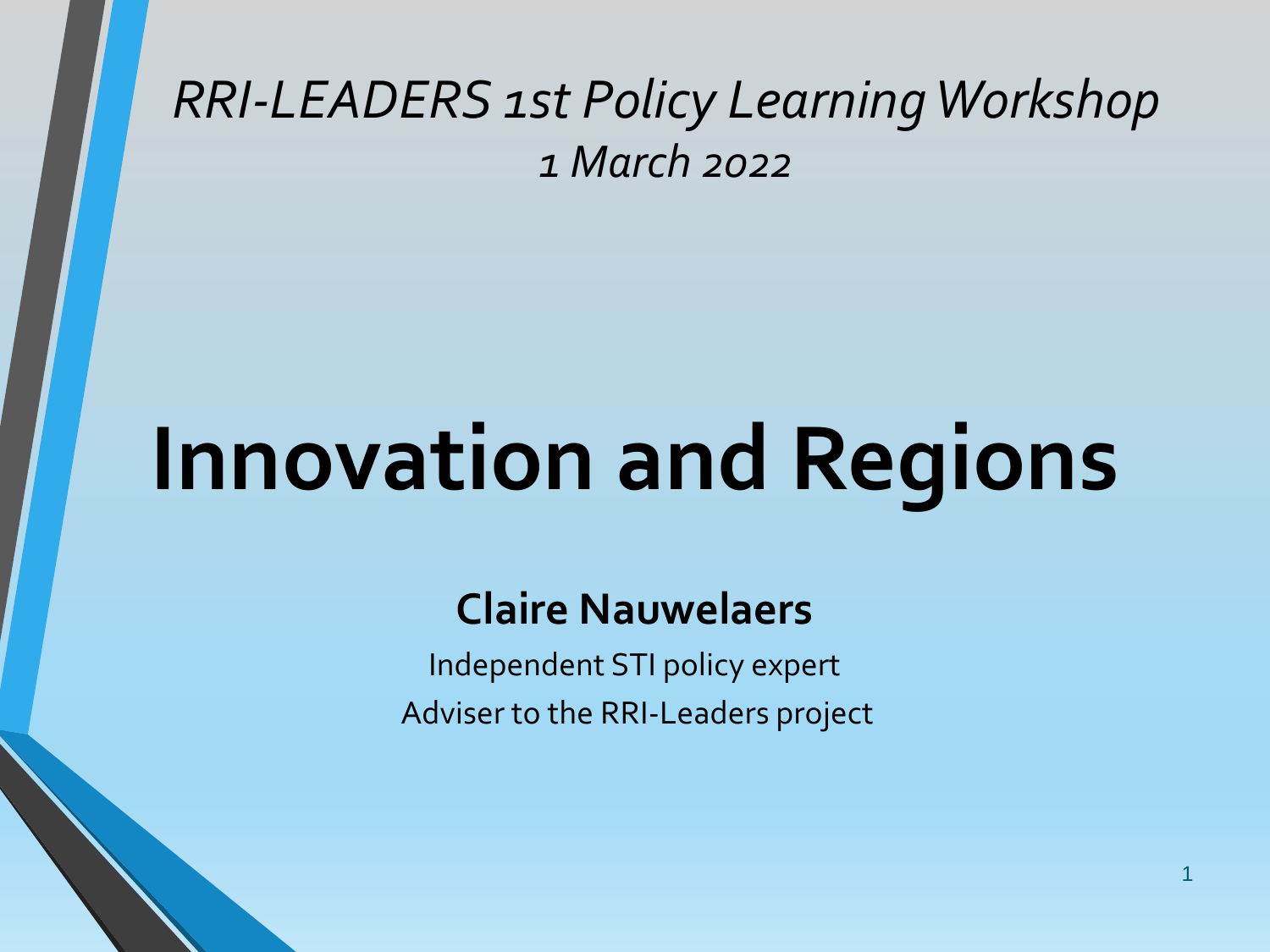*RRI-LEADERS 1st Policy Learning Workshop*
*1 March 2022*

# Innovation and Regions

**Claire Nauwelaers**

Independent STI policy expert

Adviser to the RRI-Leaders project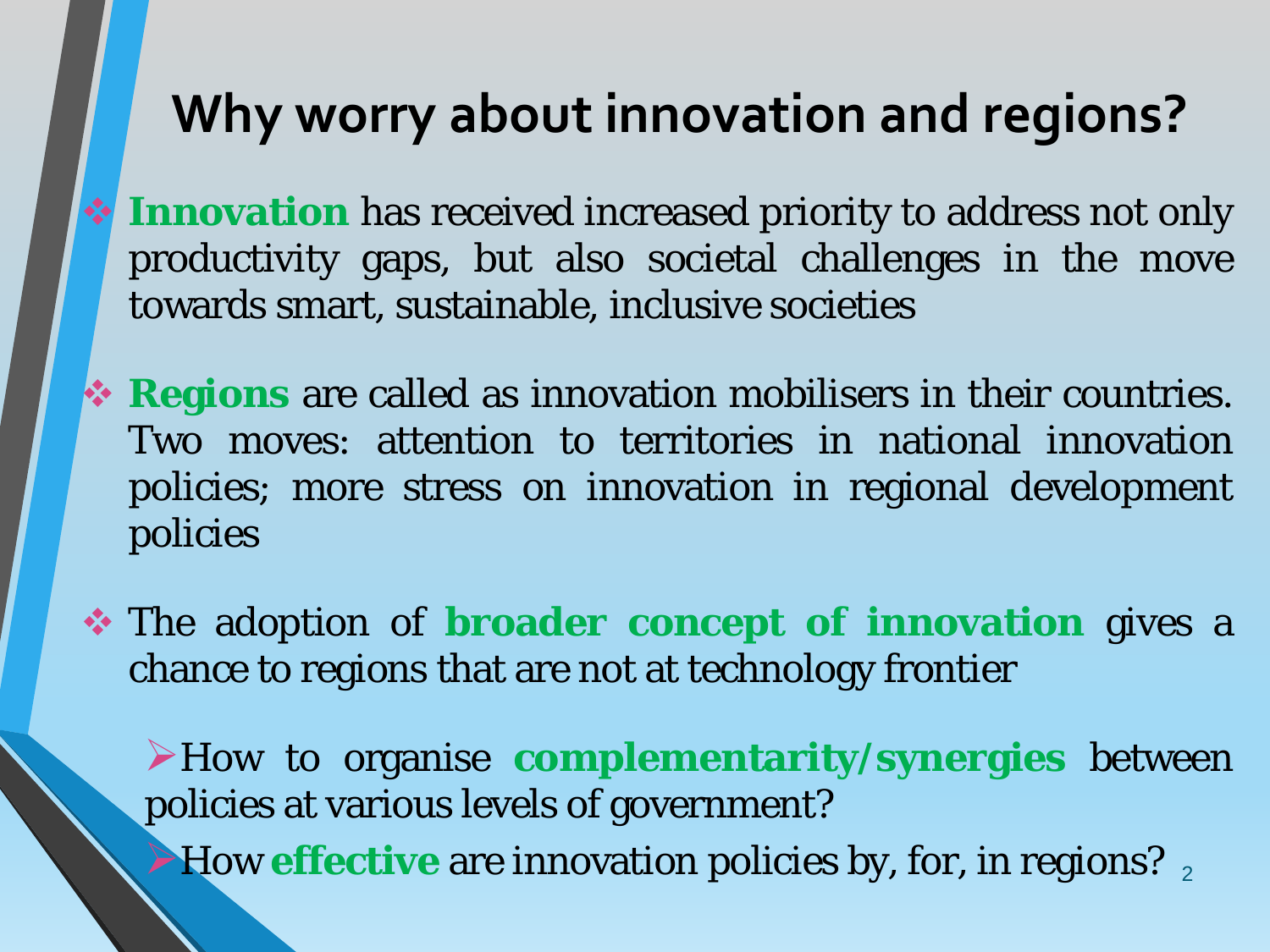# Why worry about innovation and regions?

- **Innovation** has received increased priority to address not only productivity gaps, but also societal challenges in the move towards smart, sustainable, inclusive societies
- **Regions** are called as innovation mobilisers in their countries. Two moves: attention to territories in national innovation policies; more stress on innovation in regional development policies
- The adoption of **broader concept of innovation** gives a chance to regions that are not at technology frontier
  - How to organise **complementarity/synergies** between policies at various levels of government?
  - How **effective** are innovation policies by, for, in regions?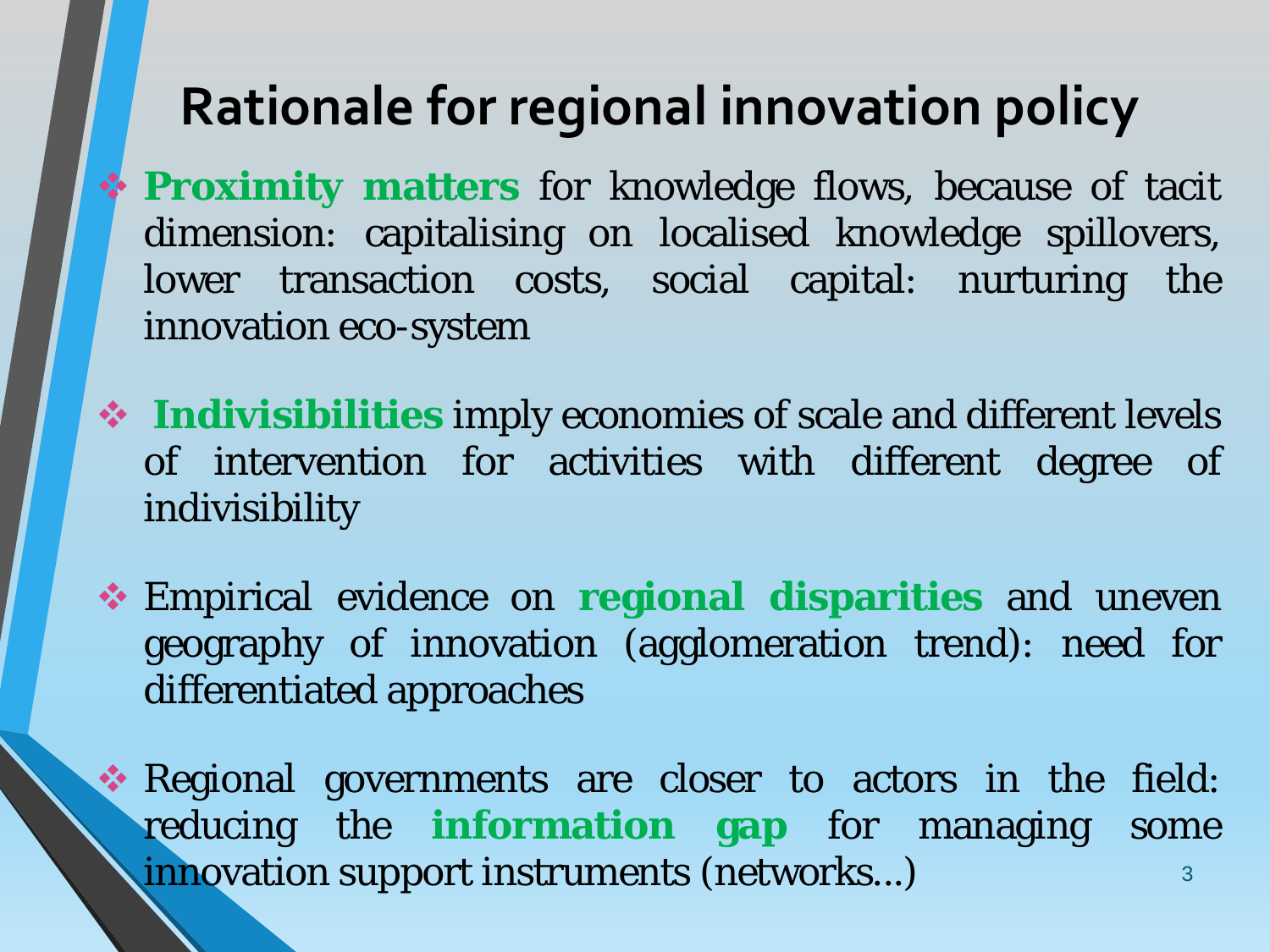# Rationale for regional innovation policy

- **Proximity matters** for knowledge flows, because of tacit dimension: capitalising on localised knowledge spillovers, lower transaction costs, social capital: nurturing the innovation eco-system

- **Indivisibilities** imply economies of scale and different levels of intervention for activities with different degree of indivisibility

- Empirical evidence on **regional disparities** and uneven geography of innovation (agglomeration trend): need for differentiated approaches

- Regional governments are closer to actors in the field: reducing the **information gap** for managing some innovation support instruments (networks…)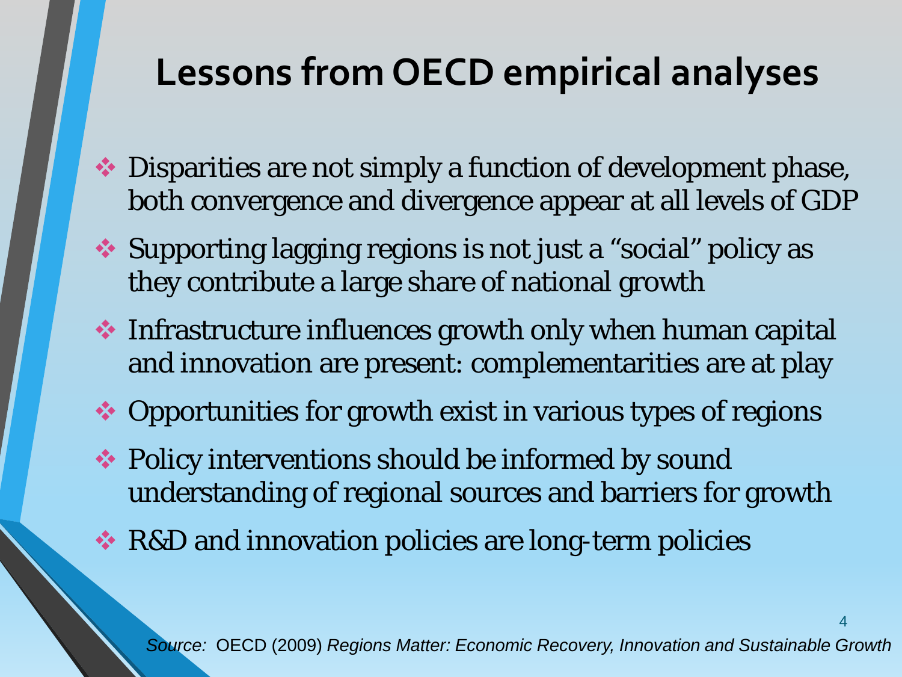# Lessons from OECD empirical analyses

- Disparities are not simply a function of development phase, both convergence and divergence appear at all levels of GDP
- Supporting lagging regions is not just a “social” policy as they contribute a large share of national growth
- Infrastructure influences growth only when human capital and innovation are present: complementarities are at play
- Opportunities for growth exist in various types of regions
- Policy interventions should be informed by sound understanding of regional sources and barriers for growth
- R&D and innovation policies are long-term policies

*Source:* OECD (2009) *Regions Matter: Economic Recovery, Innovation and Sustainable Growth*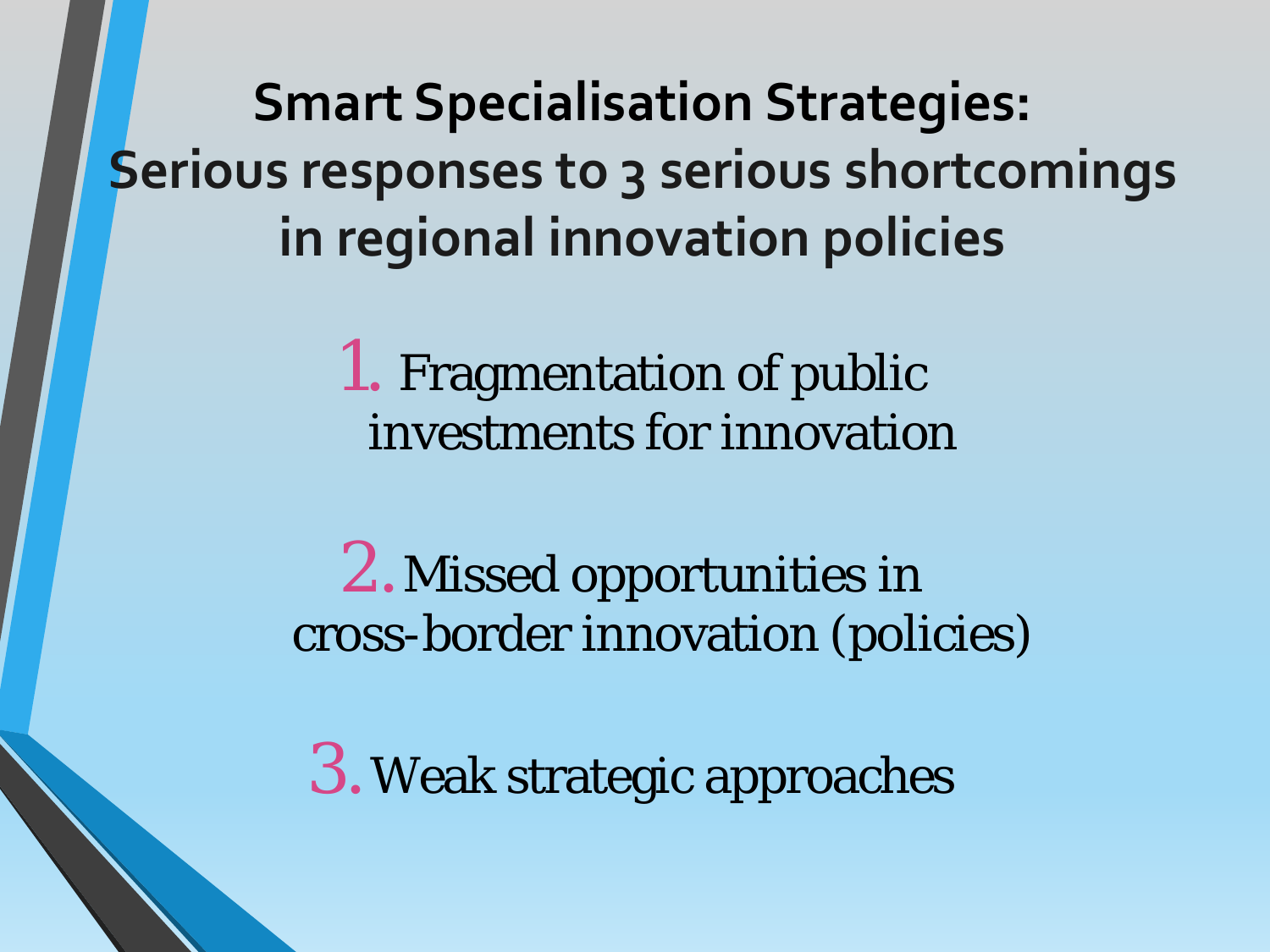# Smart Specialisation Strategies: Serious responses to 3 serious shortcomings in regional innovation policies

1. Fragmentation of public investments for innovation

2. Missed opportunities in cross-border innovation (policies)

3. Weak strategic approaches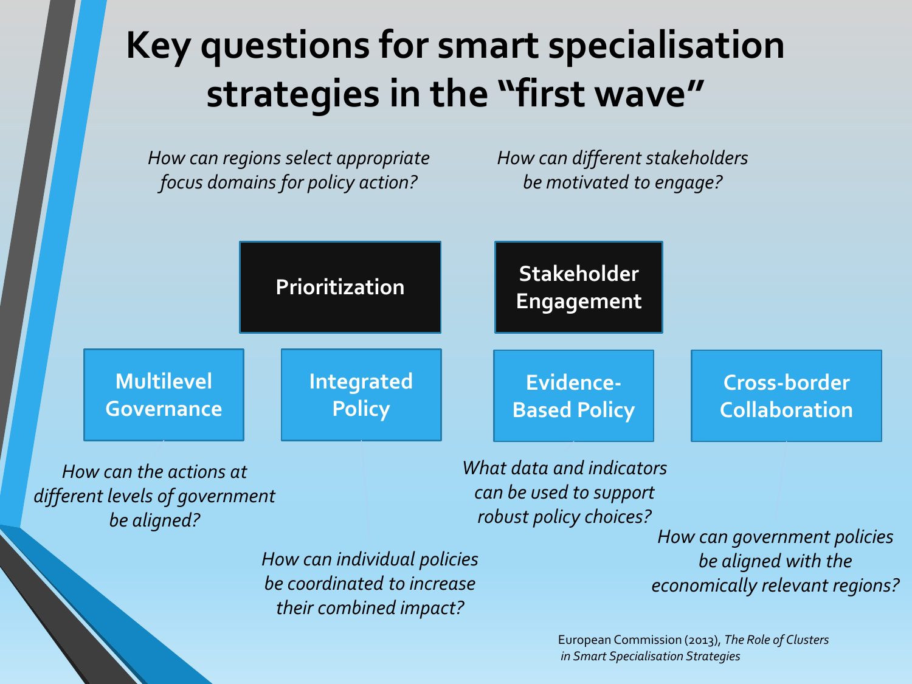# Key questions for smart specialisation strategies in the "first wave"

**Prioritization**

*How can regions select appropriate focus domains for policy action?*

**Stakeholder Engagement**

*How can different stakeholders be motivated to engage?*

**Multilevel Governance**

*How can the actions at different levels of government be aligned?*

**Integrated Policy**

*How can individual policies be coordinated to increase their combined impact?*

**Evidence-Based Policy**

*What data and indicators can be used to support robust policy choices?*

**Cross-border Collaboration**

*How can government policies be aligned with the economically relevant regions?*

European Commission (2013), *The Role of Clusters in Smart Specialisation Strategies*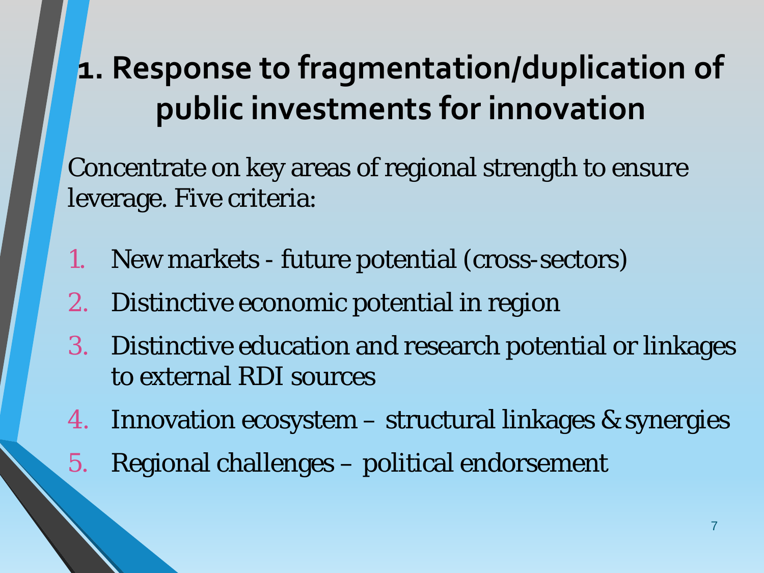# 1. Response to fragmentation/duplication of public investments for innovation

Concentrate on key areas of regional strength to ensure leverage. Five criteria:

1. New markets - future potential (cross-sectors)
2. Distinctive economic potential in region
3. Distinctive education and research potential or linkages to external RDI sources
4. Innovation ecosystem – structural linkages & synergies
5. Regional challenges – political endorsement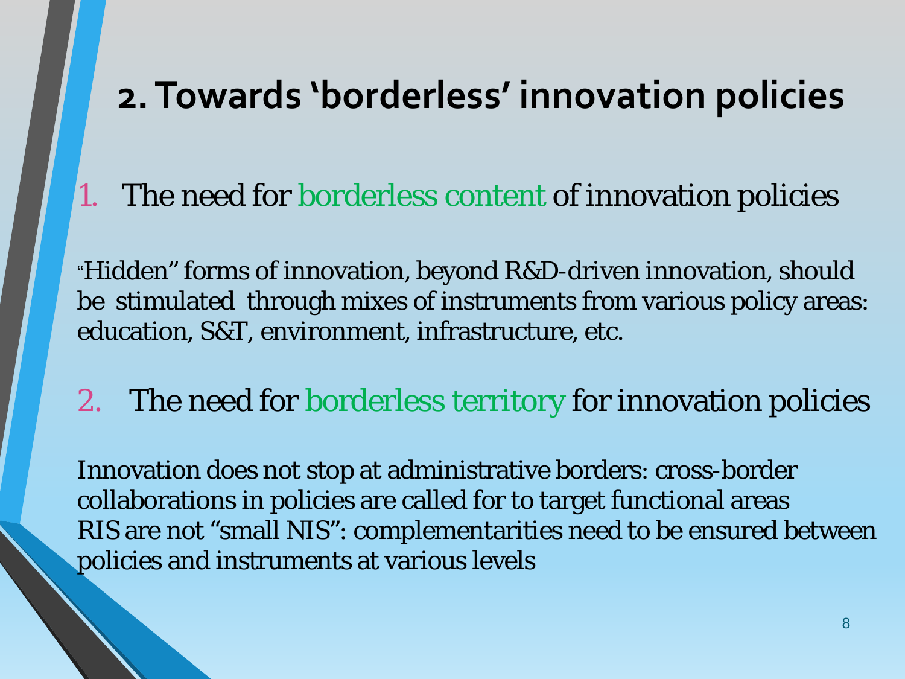# 2. Towards 'borderless' innovation policies

1. The need for borderless content of innovation policies

"Hidden" forms of innovation, beyond R&D-driven innovation, should be stimulated through mixes of instruments from various policy areas: education, S&T, environment, infrastructure, etc.

2. The need for borderless territory for innovation policies

Innovation does not stop at administrative borders: cross-border collaborations in policies are called for to target functional areas
RIS are not "small NIS": complementarities need to be ensured between policies and instruments at various levels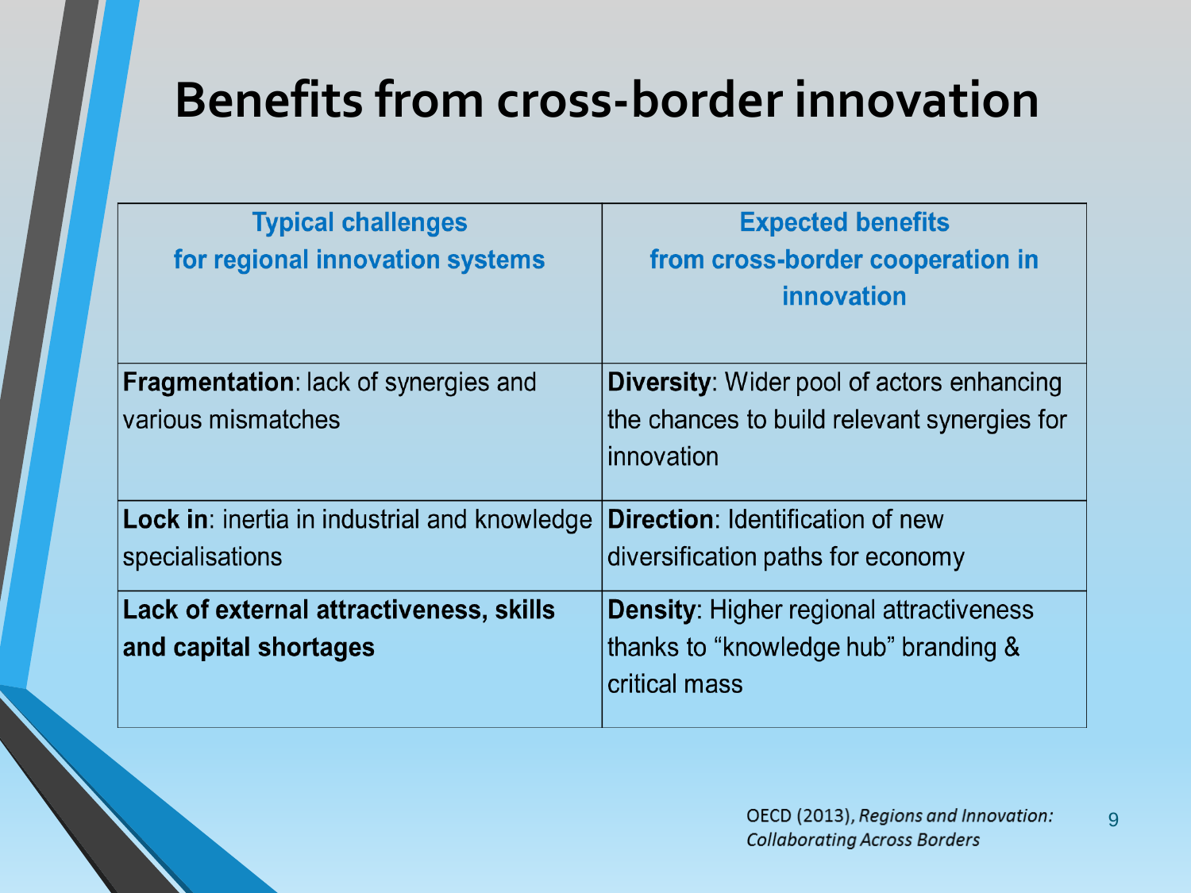# Benefits from cross-border innovation

| Typical challenges for regional innovation systems | Expected benefits from cross-border cooperation in innovation |
|---|---|
| **Fragmentation**: lack of synergies and various mismatches | **Diversity**: Wider pool of actors enhancing the chances to build relevant synergies for innovation |
| **Lock in**: inertia in industrial and knowledge specialisations | **Direction**: Identification of new diversification paths for economy |
| **Lack of external attractiveness, skills and capital shortages** | **Density**: Higher regional attractiveness thanks to "knowledge hub" branding & critical mass |

OECD (2013), *Regions and Innovation: Collaborating Across Borders*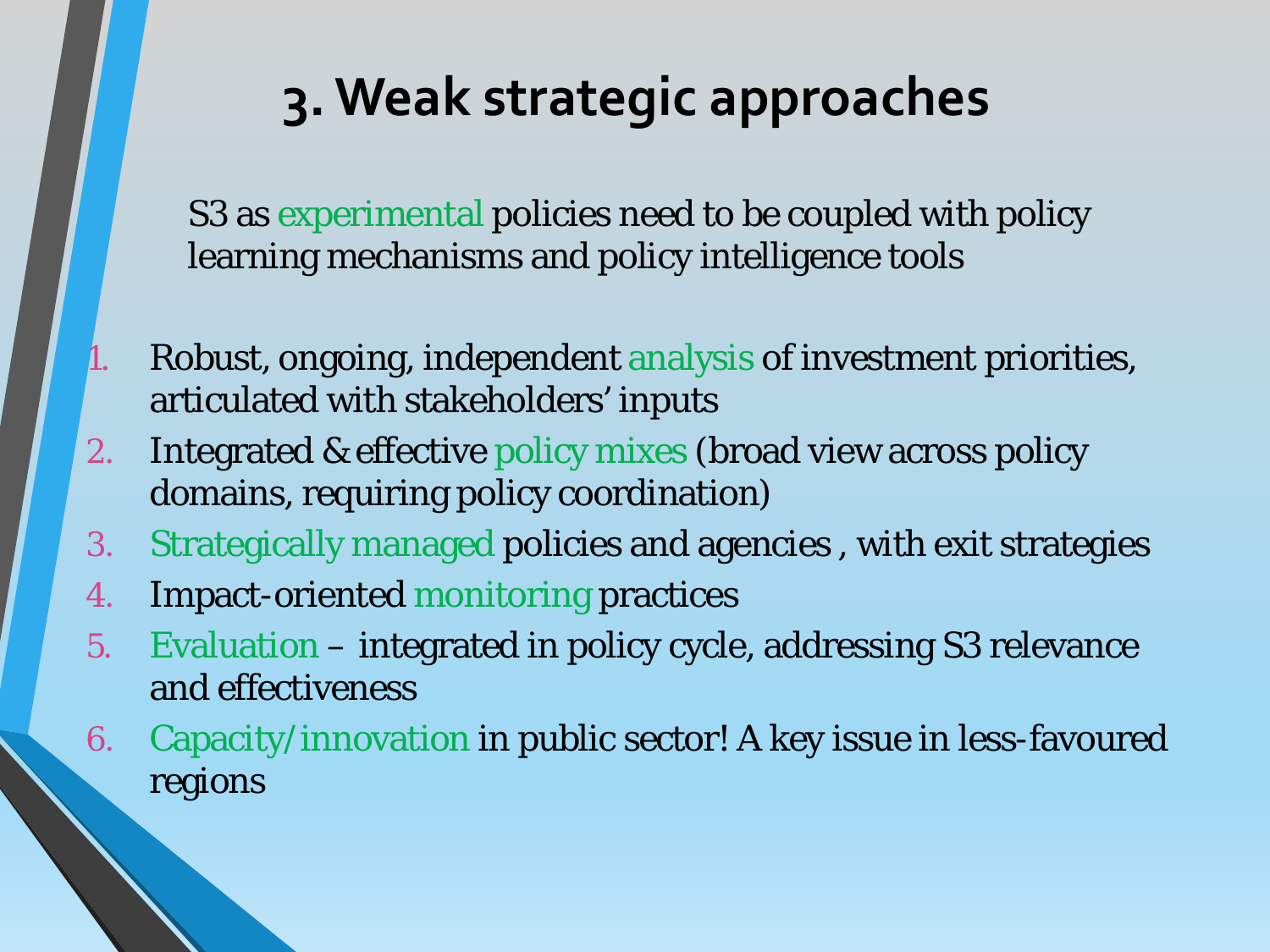# 3. Weak strategic approaches

S3 as experimental policies need to be coupled with policy learning mechanisms and policy intelligence tools

1. Robust, ongoing, independent analysis of investment priorities, articulated with stakeholders' inputs
2. Integrated & effective policy mixes (broad view across policy domains, requiring policy coordination)
3. Strategically managed policies and agencies , with exit strategies
4. Impact-oriented monitoring practices
5. Evaluation – integrated in policy cycle, addressing S3 relevance and effectiveness
6. Capacity/innovation in public sector! A key issue in less-favoured regions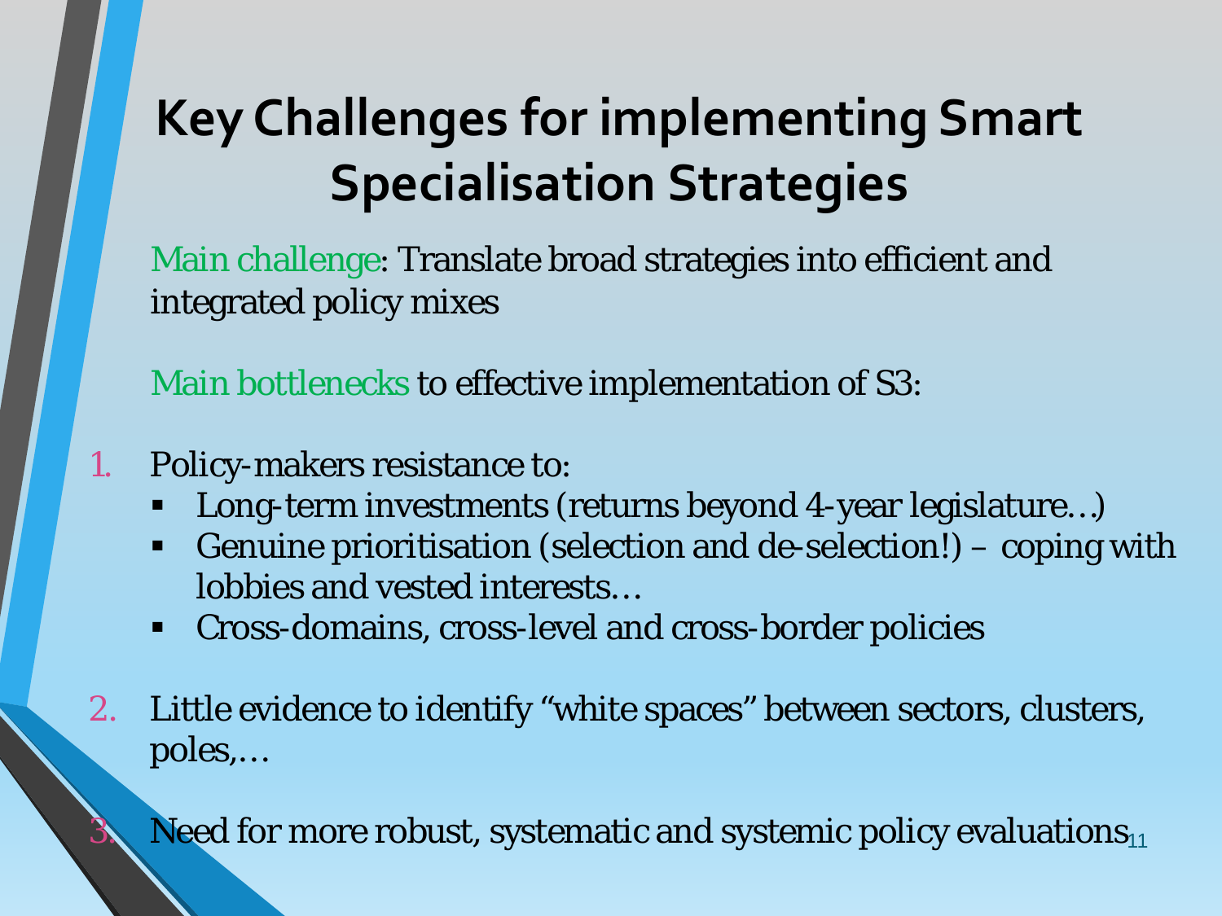# Key Challenges for implementing Smart Specialisation Strategies

Main challenge: Translate broad strategies into efficient and integrated policy mixes

Main bottlenecks to effective implementation of S3:

1. Policy-makers resistance to:
   - Long-term investments (returns beyond 4-year legislature…)
   - Genuine prioritisation (selection and de-selection!) – coping with lobbies and vested interests…
   - Cross-domains, cross-level and cross-border policies

2. Little evidence to identify “white spaces” between sectors, clusters, poles,…

3. Need for more robust, systematic and systemic policy evaluations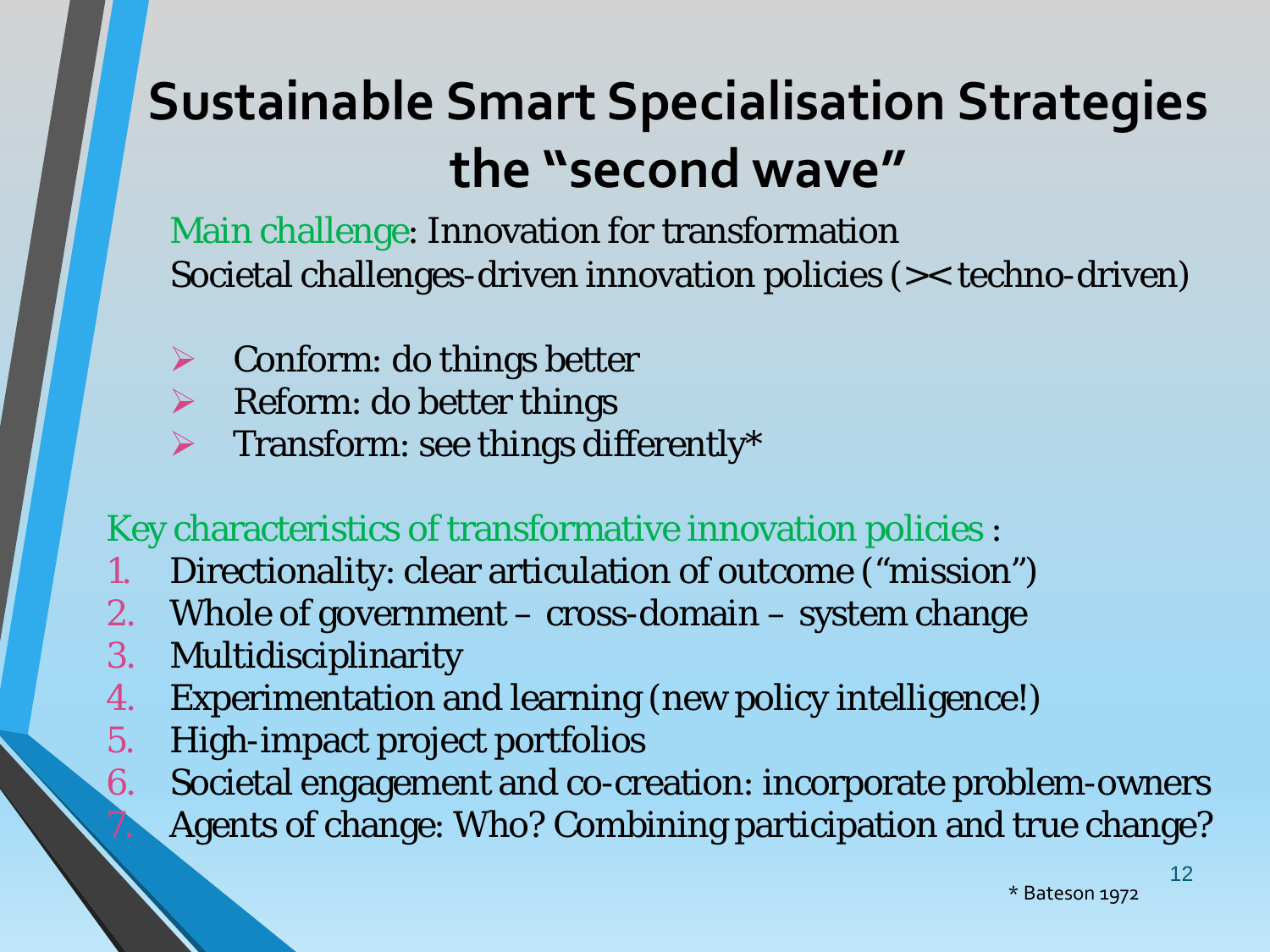# Sustainable Smart Specialisation Strategies the "second wave"

Main challenge: Innovation for transformation
Societal challenges-driven innovation policies (>< techno-driven)

- Conform: do things better
- Reform: do better things
- Transform: see things differently*

Key characteristics of transformative innovation policies :

1. Directionality: clear articulation of outcome ("mission")
2. Whole of government – cross-domain – system change
3. Multidisciplinarity
4. Experimentation and learning (new policy intelligence!)
5. High-impact project portfolios
6. Societal engagement and co-creation: incorporate problem-owners
7. Agents of change: Who? Combining participation and true change?

\* Bateson 1972